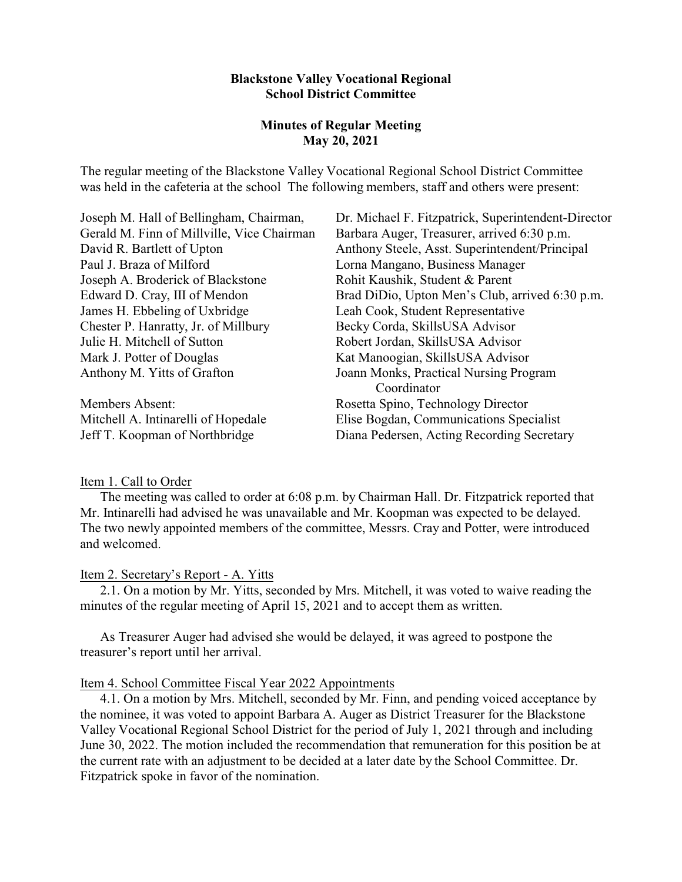**Blackstone Valley Vocational Regional School District Committee**

**Minutes of Regular Meeting May 20, 2021**

The regular meeting of the Blackstone Valley Vocational Regional School District Committee was held in the cafeteria at the school The following members, staff and others were present:

Joseph M. Hall of Bellingham, Chairman,
Gerald M. Finn of Millville, Vice Chairman
David R. Bartlett of Upton
Paul J. Braza of Milford
Joseph A. Broderick of Blackstone
Edward D. Cray, III of Mendon
James H. Ebbeling of Uxbridge
Chester P. Hanratty, Jr. of Millbury
Julie H. Mitchell of Sutton
Mark J. Potter of Douglas
Anthony M. Yitts of Grafton

Members Absent:
Mitchell A. Intinarelli of Hopedale
Jeff T. Koopman of Northbridge

Dr. Michael F. Fitzpatrick, Superintendent-Director
Barbara Auger, Treasurer, arrived 6:30 p.m.
Anthony Steele, Asst. Superintendent/Principal
Lorna Mangano, Business Manager
Rohit Kaushik, Student & Parent
Brad DiDio, Upton Men's Club, arrived 6:30 p.m.
Leah Cook, Student Representative
Becky Corda, SkillsUSA Advisor
Robert Jordan, SkillsUSA Advisor
Kat Manoogian, SkillsUSA Advisor
Joann Monks, Practical Nursing Program Coordinator
Rosetta Spino, Technology Director
Elise Bogdan, Communications Specialist
Diana Pedersen, Acting Recording Secretary

Item 1. Call to Order

The meeting was called to order at 6:08 p.m. by Chairman Hall. Dr. Fitzpatrick reported that Mr. Intinarelli had advised he was unavailable and Mr. Koopman was expected to be delayed. The two newly appointed members of the committee, Messrs. Cray and Potter, were introduced and welcomed.

Item 2. Secretary's Report - A. Yitts

2.1. On a motion by Mr. Yitts, seconded by Mrs. Mitchell, it was voted to waive reading the minutes of the regular meeting of April 15, 2021 and to accept them as written.

As Treasurer Auger had advised she would be delayed, it was agreed to postpone the treasurer's report until her arrival.

Item 4. School Committee Fiscal Year 2022 Appointments

4.1. On a motion by Mrs. Mitchell, seconded by Mr. Finn, and pending voiced acceptance by the nominee, it was voted to appoint Barbara A. Auger as District Treasurer for the Blackstone Valley Vocational Regional School District for the period of July 1, 2021 through and including June 30, 2022. The motion included the recommendation that remuneration for this position be at the current rate with an adjustment to be decided at a later date by the School Committee. Dr. Fitzpatrick spoke in favor of the nomination.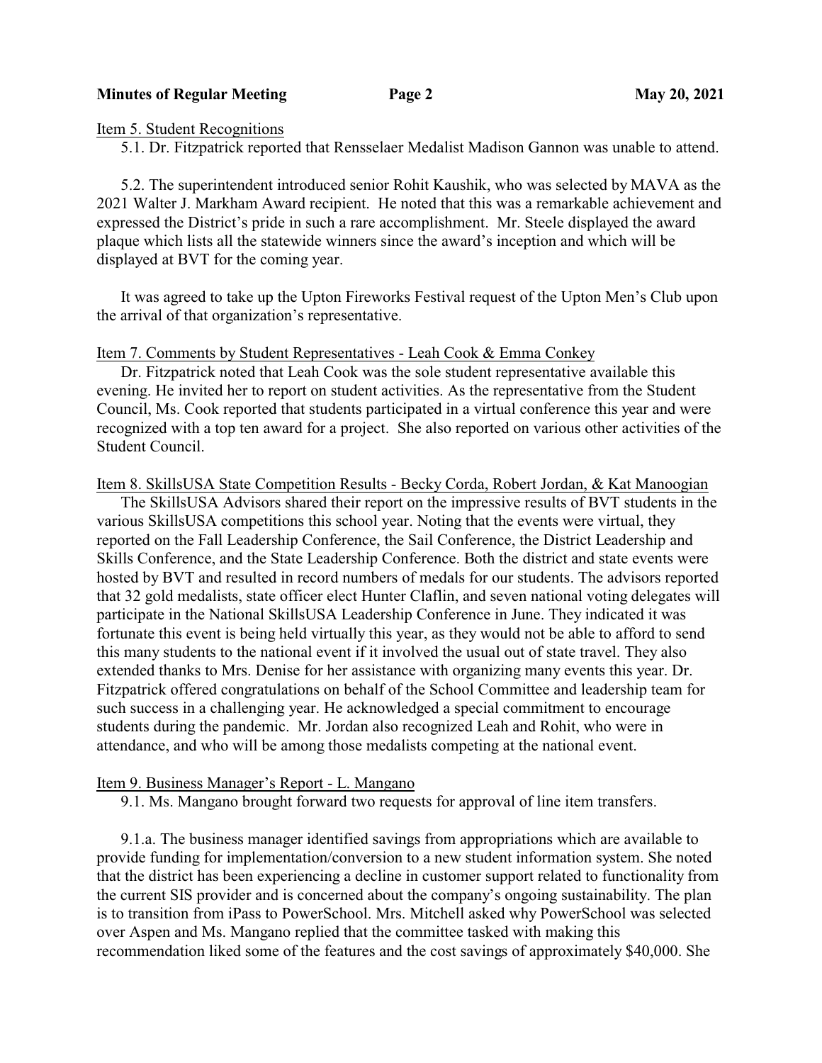Item 5. Student Recognitions

5.1. Dr. Fitzpatrick reported that Rensselaer Medalist Madison Gannon was unable to attend.

5.2. The superintendent introduced senior Rohit Kaushik, who was selected by MAVA as the 2021 Walter J. Markham Award recipient. He noted that this was a remarkable achievement and expressed the District's pride in such a rare accomplishment. Mr. Steele displayed the award plaque which lists all the statewide winners since the award's inception and which will be displayed at BVT for the coming year.

It was agreed to take up the Upton Fireworks Festival request of the Upton Men's Club upon the arrival of that organization's representative.

Item 7. Comments by Student Representatives - Leah Cook & Emma Conkey

Dr. Fitzpatrick noted that Leah Cook was the sole student representative available this evening. He invited her to report on student activities. As the representative from the Student Council, Ms. Cook reported that students participated in a virtual conference this year and were recognized with a top ten award for a project. She also reported on various other activities of the Student Council.

Item 8. SkillsUSA State Competition Results - Becky Corda, Robert Jordan, & Kat Manoogian

The SkillsUSA Advisors shared their report on the impressive results of BVT students in the various SkillsUSA competitions this school year. Noting that the events were virtual, they reported on the Fall Leadership Conference, the Sail Conference, the District Leadership and Skills Conference, and the State Leadership Conference. Both the district and state events were hosted by BVT and resulted in record numbers of medals for our students. The advisors reported that 32 gold medalists, state officer elect Hunter Claflin, and seven national voting delegates will participate in the National SkillsUSA Leadership Conference in June. They indicated it was fortunate this event is being held virtually this year, as they would not be able to afford to send this many students to the national event if it involved the usual out of state travel. They also extended thanks to Mrs. Denise for her assistance with organizing many events this year. Dr. Fitzpatrick offered congratulations on behalf of the School Committee and leadership team for such success in a challenging year. He acknowledged a special commitment to encourage students during the pandemic. Mr. Jordan also recognized Leah and Rohit, who were in attendance, and who will be among those medalists competing at the national event.

Item 9. Business Manager's Report - L. Mangano

9.1. Ms. Mangano brought forward two requests for approval of line item transfers.

9.1.a. The business manager identified savings from appropriations which are available to provide funding for implementation/conversion to a new student information system. She noted that the district has been experiencing a decline in customer support related to functionality from the current SIS provider and is concerned about the company's ongoing sustainability. The plan is to transition from iPass to PowerSchool. Mrs. Mitchell asked why PowerSchool was selected over Aspen and Ms. Mangano replied that the committee tasked with making this recommendation liked some of the features and the cost savings of approximately $40,000. She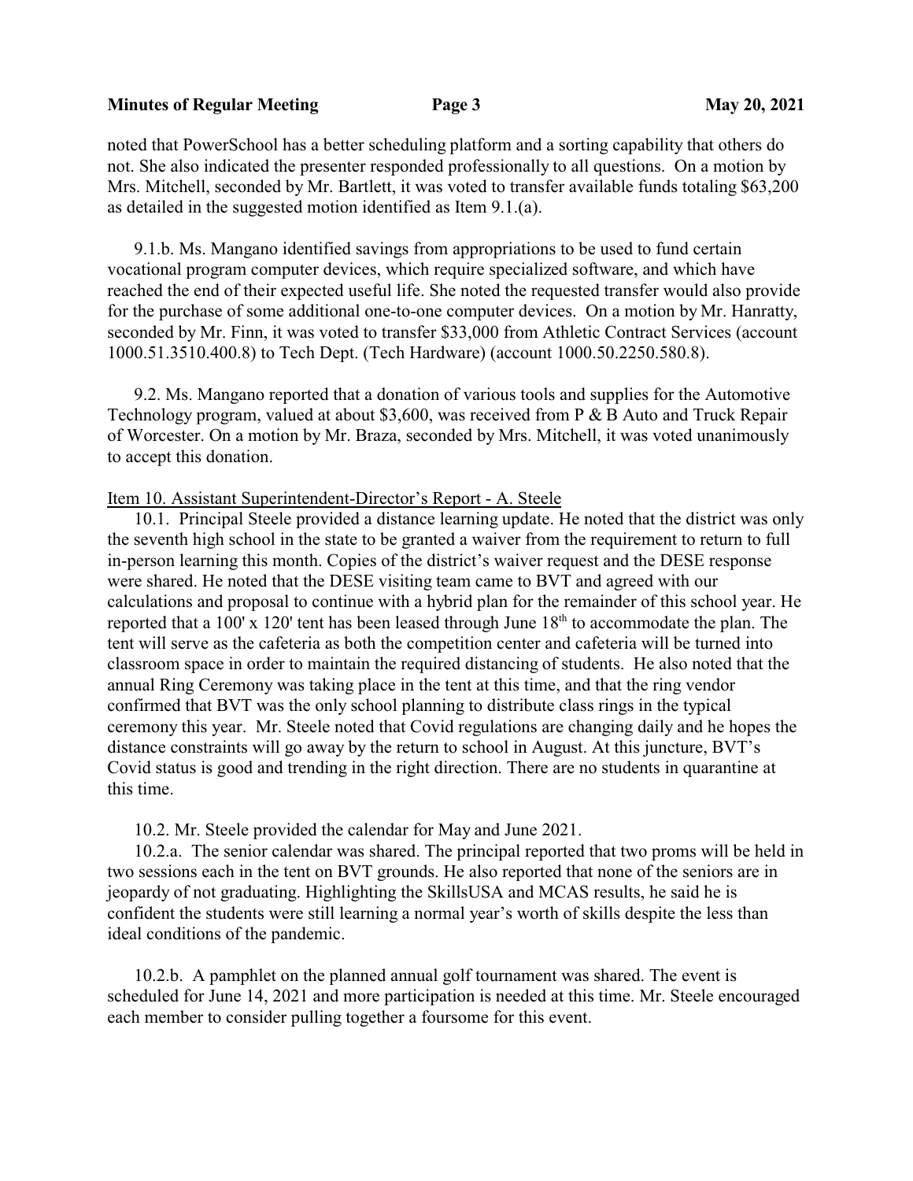noted that PowerSchool has a better scheduling platform and a sorting capability that others do not. She also indicated the presenter responded professionally to all questions. On a motion by Mrs. Mitchell, seconded by Mr. Bartlett, it was voted to transfer available funds totaling $63,200 as detailed in the suggested motion identified as Item 9.1.(a).

9.1.b. Ms. Mangano identified savings from appropriations to be used to fund certain vocational program computer devices, which require specialized software, and which have reached the end of their expected useful life. She noted the requested transfer would also provide for the purchase of some additional one-to-one computer devices. On a motion by Mr. Hanratty, seconded by Mr. Finn, it was voted to transfer $33,000 from Athletic Contract Services (account 1000.51.3510.400.8) to Tech Dept. (Tech Hardware) (account 1000.50.2250.580.8).

9.2. Ms. Mangano reported that a donation of various tools and supplies for the Automotive Technology program, valued at about $3,600, was received from P & B Auto and Truck Repair of Worcester. On a motion by Mr. Braza, seconded by Mrs. Mitchell, it was voted unanimously to accept this donation.

Item 10. Assistant Superintendent-Director's Report - A. Steele

10.1. Principal Steele provided a distance learning update. He noted that the district was only the seventh high school in the state to be granted a waiver from the requirement to return to full in-person learning this month. Copies of the district's waiver request and the DESE response were shared. He noted that the DESE visiting team came to BVT and agreed with our calculations and proposal to continue with a hybrid plan for the remainder of this school year. He reported that a 100' x 120' tent has been leased through June 18th to accommodate the plan. The tent will serve as the cafeteria as both the competition center and cafeteria will be turned into classroom space in order to maintain the required distancing of students. He also noted that the annual Ring Ceremony was taking place in the tent at this time, and that the ring vendor confirmed that BVT was the only school planning to distribute class rings in the typical ceremony this year. Mr. Steele noted that Covid regulations are changing daily and he hopes the distance constraints will go away by the return to school in August. At this juncture, BVT's Covid status is good and trending in the right direction. There are no students in quarantine at this time.

10.2. Mr. Steele provided the calendar for May and June 2021.

10.2.a. The senior calendar was shared. The principal reported that two proms will be held in two sessions each in the tent on BVT grounds. He also reported that none of the seniors are in jeopardy of not graduating. Highlighting the SkillsUSA and MCAS results, he said he is confident the students were still learning a normal year's worth of skills despite the less than ideal conditions of the pandemic.

10.2.b. A pamphlet on the planned annual golf tournament was shared. The event is scheduled for June 14, 2021 and more participation is needed at this time. Mr. Steele encouraged each member to consider pulling together a foursome for this event.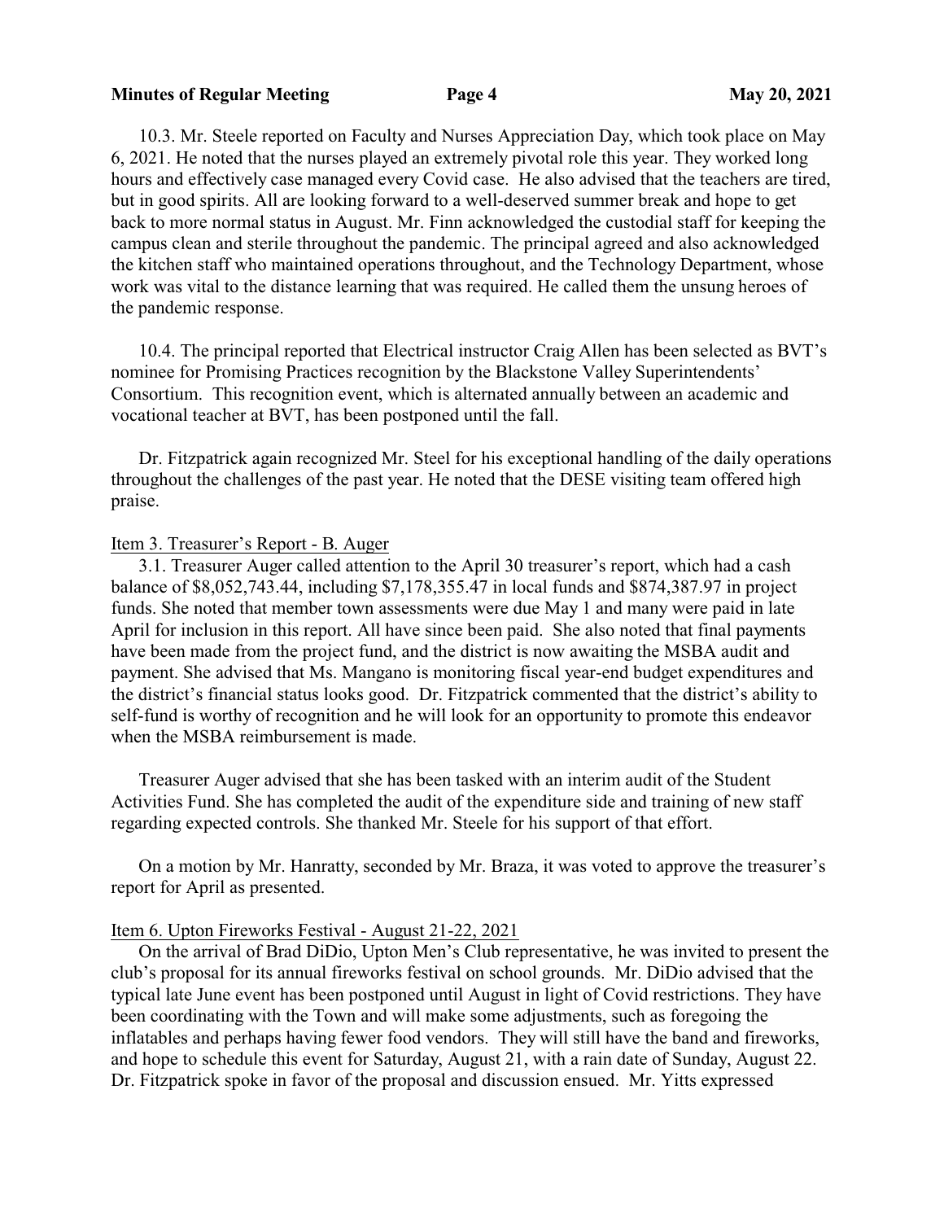10.3. Mr. Steele reported on Faculty and Nurses Appreciation Day, which took place on May 6, 2021. He noted that the nurses played an extremely pivotal role this year. They worked long hours and effectively case managed every Covid case. He also advised that the teachers are tired, but in good spirits. All are looking forward to a well-deserved summer break and hope to get back to more normal status in August. Mr. Finn acknowledged the custodial staff for keeping the campus clean and sterile throughout the pandemic. The principal agreed and also acknowledged the kitchen staff who maintained operations throughout, and the Technology Department, whose work was vital to the distance learning that was required. He called them the unsung heroes of the pandemic response.

10.4. The principal reported that Electrical instructor Craig Allen has been selected as BVT's nominee for Promising Practices recognition by the Blackstone Valley Superintendents' Consortium. This recognition event, which is alternated annually between an academic and vocational teacher at BVT, has been postponed until the fall.

Dr. Fitzpatrick again recognized Mr. Steel for his exceptional handling of the daily operations throughout the challenges of the past year. He noted that the DESE visiting team offered high praise.

Item 3. Treasurer's Report - B. Auger

3.1. Treasurer Auger called attention to the April 30 treasurer's report, which had a cash balance of $8,052,743.44, including $7,178,355.47 in local funds and $874,387.97 in project funds. She noted that member town assessments were due May 1 and many were paid in late April for inclusion in this report. All have since been paid. She also noted that final payments have been made from the project fund, and the district is now awaiting the MSBA audit and payment. She advised that Ms. Mangano is monitoring fiscal year-end budget expenditures and the district's financial status looks good. Dr. Fitzpatrick commented that the district's ability to self-fund is worthy of recognition and he will look for an opportunity to promote this endeavor when the MSBA reimbursement is made.

Treasurer Auger advised that she has been tasked with an interim audit of the Student Activities Fund. She has completed the audit of the expenditure side and training of new staff regarding expected controls. She thanked Mr. Steele for his support of that effort.

On a motion by Mr. Hanratty, seconded by Mr. Braza, it was voted to approve the treasurer's report for April as presented.

Item 6. Upton Fireworks Festival - August 21-22, 2021

On the arrival of Brad DiDio, Upton Men's Club representative, he was invited to present the club's proposal for its annual fireworks festival on school grounds. Mr. DiDio advised that the typical late June event has been postponed until August in light of Covid restrictions. They have been coordinating with the Town and will make some adjustments, such as foregoing the inflatables and perhaps having fewer food vendors. They will still have the band and fireworks, and hope to schedule this event for Saturday, August 21, with a rain date of Sunday, August 22. Dr. Fitzpatrick spoke in favor of the proposal and discussion ensued. Mr. Yitts expressed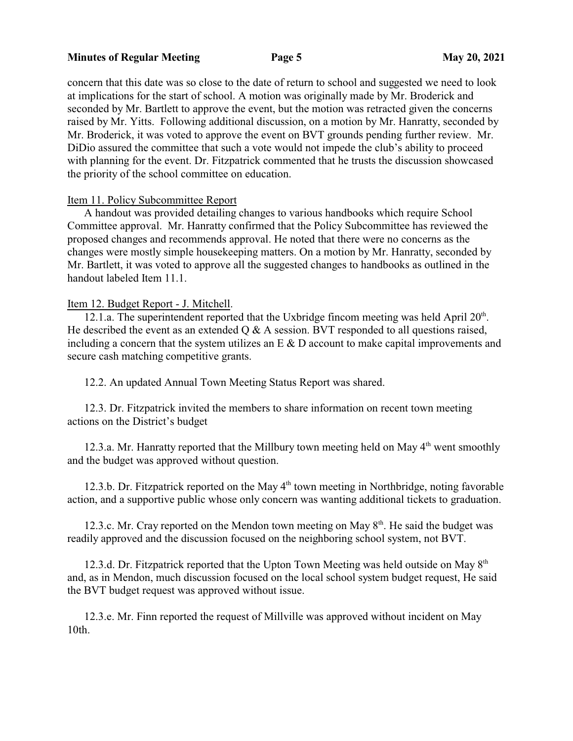concern that this date was so close to the date of return to school and suggested we need to look at implications for the start of school. A motion was originally made by Mr. Broderick and seconded by Mr. Bartlett to approve the event, but the motion was retracted given the concerns raised by Mr. Yitts. Following additional discussion, on a motion by Mr. Hanratty, seconded by Mr. Broderick, it was voted to approve the event on BVT grounds pending further review. Mr. DiDio assured the committee that such a vote would not impede the club's ability to proceed with planning for the event. Dr. Fitzpatrick commented that he trusts the discussion showcased the priority of the school committee on education.

Item 11. Policy Subcommittee Report

A handout was provided detailing changes to various handbooks which require School Committee approval. Mr. Hanratty confirmed that the Policy Subcommittee has reviewed the proposed changes and recommends approval. He noted that there were no concerns as the changes were mostly simple housekeeping matters. On a motion by Mr. Hanratty, seconded by Mr. Bartlett, it was voted to approve all the suggested changes to handbooks as outlined in the handout labeled Item 11.1.

Item 12. Budget Report - J. Mitchell.

12.1.a. The superintendent reported that the Uxbridge fincom meeting was held April 20th. He described the event as an extended Q & A session. BVT responded to all questions raised, including a concern that the system utilizes an E & D account to make capital improvements and secure cash matching competitive grants.

12.2. An updated Annual Town Meeting Status Report was shared.

12.3. Dr. Fitzpatrick invited the members to share information on recent town meeting actions on the District's budget

12.3.a. Mr. Hanratty reported that the Millbury town meeting held on May 4th went smoothly and the budget was approved without question.

12.3.b. Dr. Fitzpatrick reported on the May 4th town meeting in Northbridge, noting favorable action, and a supportive public whose only concern was wanting additional tickets to graduation.

12.3.c. Mr. Cray reported on the Mendon town meeting on May 8th. He said the budget was readily approved and the discussion focused on the neighboring school system, not BVT.

12.3.d. Dr. Fitzpatrick reported that the Upton Town Meeting was held outside on May 8th and, as in Mendon, much discussion focused on the local school system budget request, He said the BVT budget request was approved without issue.

12.3.e. Mr. Finn reported the request of Millville was approved without incident on May 10th.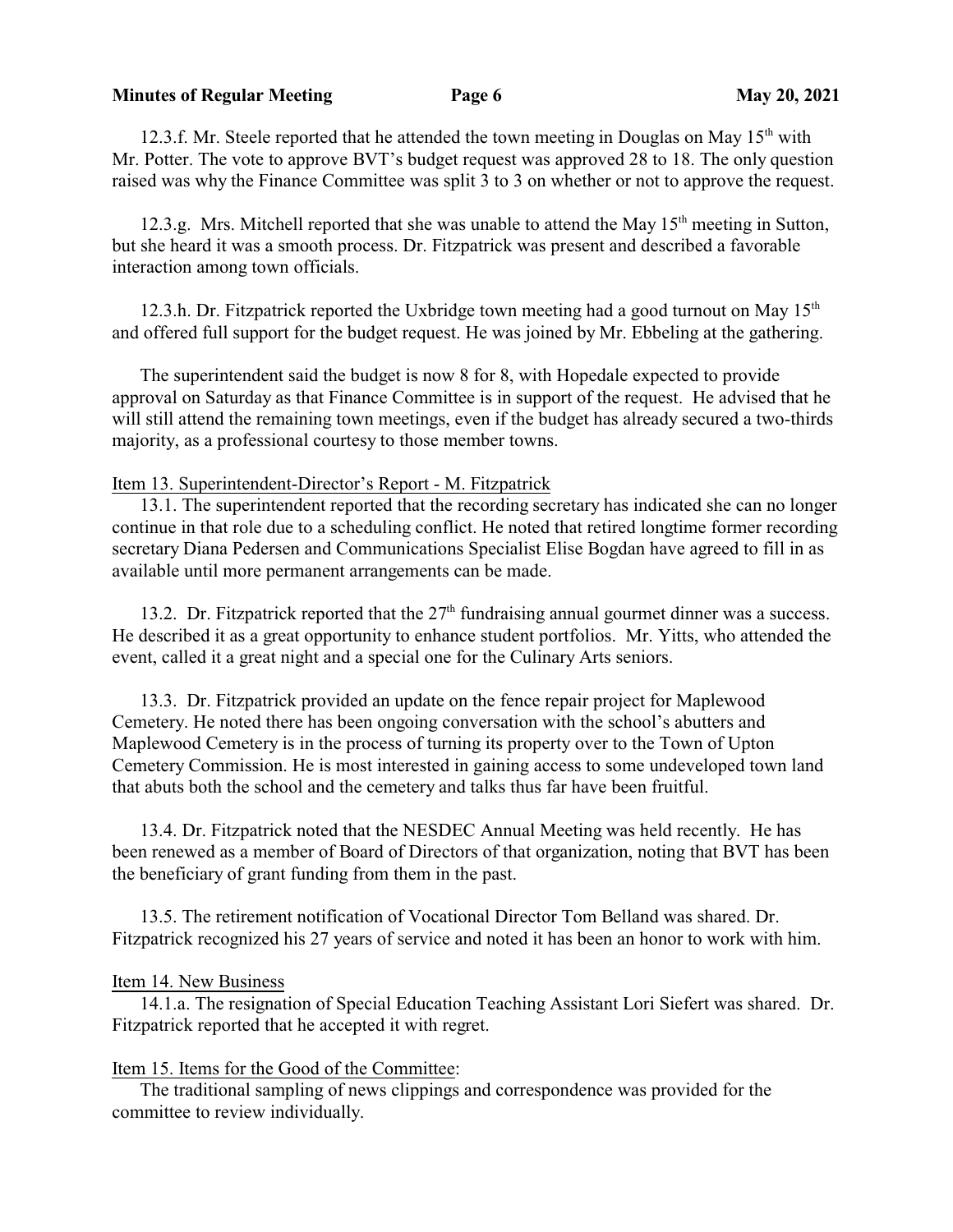12.3.f. Mr. Steele reported that he attended the town meeting in Douglas on May 15th with Mr. Potter. The vote to approve BVT's budget request was approved 28 to 18. The only question raised was why the Finance Committee was split 3 to 3 on whether or not to approve the request.

12.3.g. Mrs. Mitchell reported that she was unable to attend the May 15th meeting in Sutton, but she heard it was a smooth process. Dr. Fitzpatrick was present and described a favorable interaction among town officials.

12.3.h. Dr. Fitzpatrick reported the Uxbridge town meeting had a good turnout on May 15th and offered full support for the budget request. He was joined by Mr. Ebbeling at the gathering.

The superintendent said the budget is now 8 for 8, with Hopedale expected to provide approval on Saturday as that Finance Committee is in support of the request. He advised that he will still attend the remaining town meetings, even if the budget has already secured a two-thirds majority, as a professional courtesy to those member towns.

Item 13. Superintendent-Director's Report - M. Fitzpatrick

13.1. The superintendent reported that the recording secretary has indicated she can no longer continue in that role due to a scheduling conflict. He noted that retired longtime former recording secretary Diana Pedersen and Communications Specialist Elise Bogdan have agreed to fill in as available until more permanent arrangements can be made.

13.2. Dr. Fitzpatrick reported that the 27th fundraising annual gourmet dinner was a success. He described it as a great opportunity to enhance student portfolios. Mr. Yitts, who attended the event, called it a great night and a special one for the Culinary Arts seniors.

13.3. Dr. Fitzpatrick provided an update on the fence repair project for Maplewood Cemetery. He noted there has been ongoing conversation with the school's abutters and Maplewood Cemetery is in the process of turning its property over to the Town of Upton Cemetery Commission. He is most interested in gaining access to some undeveloped town land that abuts both the school and the cemetery and talks thus far have been fruitful.

13.4. Dr. Fitzpatrick noted that the NESDEC Annual Meeting was held recently. He has been renewed as a member of Board of Directors of that organization, noting that BVT has been the beneficiary of grant funding from them in the past.

13.5. The retirement notification of Vocational Director Tom Belland was shared. Dr. Fitzpatrick recognized his 27 years of service and noted it has been an honor to work with him.

Item 14. New Business

14.1.a. The resignation of Special Education Teaching Assistant Lori Siefert was shared. Dr. Fitzpatrick reported that he accepted it with regret.

Item 15. Items for the Good of the Committee:

The traditional sampling of news clippings and correspondence was provided for the committee to review individually.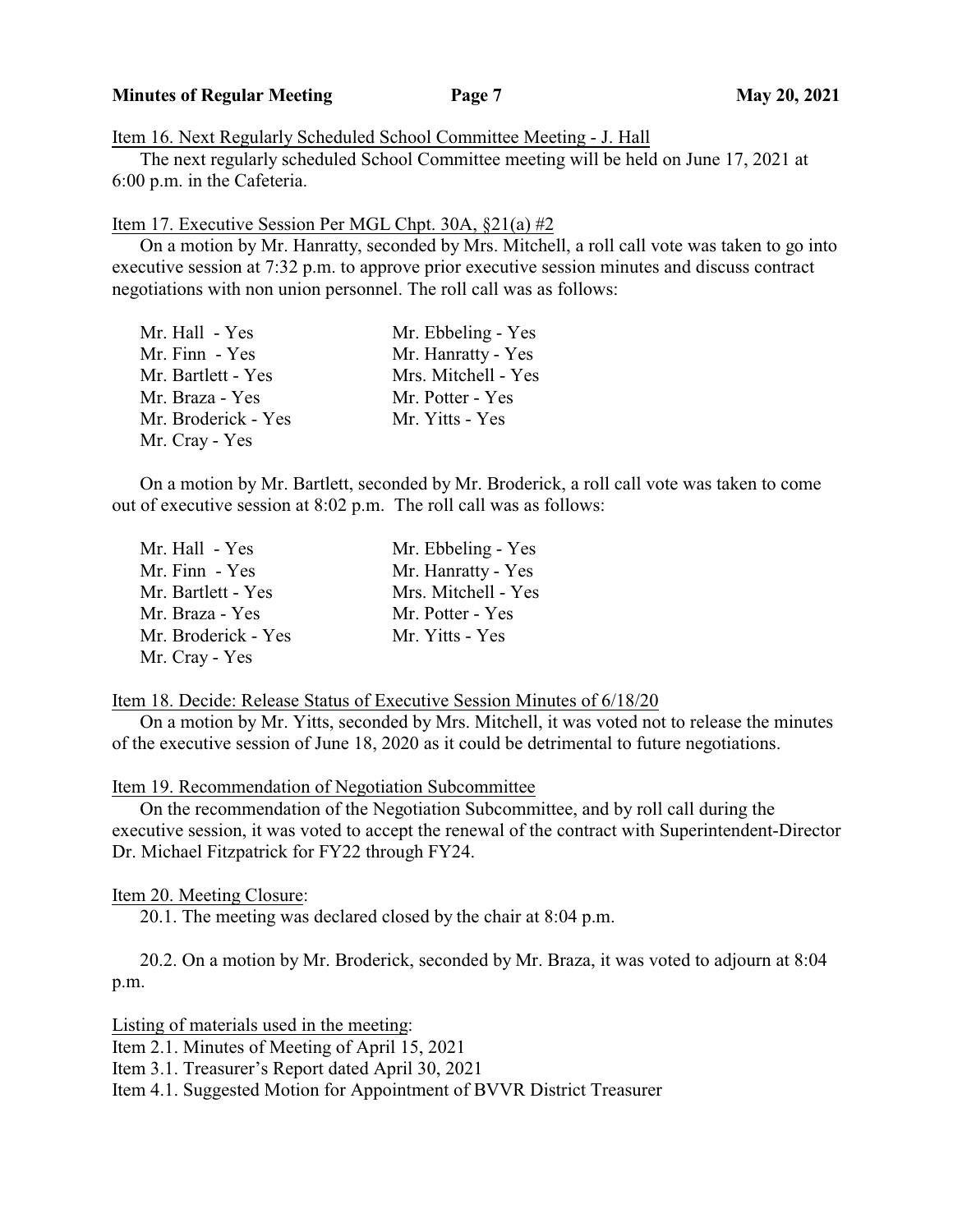Item 16. Next Regularly Scheduled School Committee Meeting - J. Hall

The next regularly scheduled School Committee meeting will be held on June 17, 2021 at 6:00 p.m. in the Cafeteria.

Item 17. Executive Session Per MGL Chpt. 30A, §21(a) #2

On a motion by Mr. Hanratty, seconded by Mrs. Mitchell, a roll call vote was taken to go into executive session at 7:32 p.m. to approve prior executive session minutes and discuss contract negotiations with non union personnel. The roll call was as follows:

| | |
|---|---|
| Mr. Hall - Yes | Mr. Ebbeling - Yes |
| Mr. Finn - Yes | Mr. Hanratty - Yes |
| Mr. Bartlett - Yes | Mrs. Mitchell - Yes |
| Mr. Braza - Yes | Mr. Potter - Yes |
| Mr. Broderick - Yes | Mr. Yitts - Yes |
| Mr. Cray - Yes | |

On a motion by Mr. Bartlett, seconded by Mr. Broderick, a roll call vote was taken to come out of executive session at 8:02 p.m. The roll call was as follows:

| | |
|---|---|
| Mr. Hall - Yes | Mr. Ebbeling - Yes |
| Mr. Finn - Yes | Mr. Hanratty - Yes |
| Mr. Bartlett - Yes | Mrs. Mitchell - Yes |
| Mr. Braza - Yes | Mr. Potter - Yes |
| Mr. Broderick - Yes | Mr. Yitts - Yes |
| Mr. Cray - Yes | |

Item 18. Decide: Release Status of Executive Session Minutes of 6/18/20

On a motion by Mr. Yitts, seconded by Mrs. Mitchell, it was voted not to release the minutes of the executive session of June 18, 2020 as it could be detrimental to future negotiations.

Item 19. Recommendation of Negotiation Subcommittee

On the recommendation of the Negotiation Subcommittee, and by roll call during the executive session, it was voted to accept the renewal of the contract with Superintendent-Director Dr. Michael Fitzpatrick for FY22 through FY24.

Item 20. Meeting Closure:

20.1. The meeting was declared closed by the chair at 8:04 p.m.

20.2. On a motion by Mr. Broderick, seconded by Mr. Braza, it was voted to adjourn at 8:04 p.m.

Listing of materials used in the meeting:

Item 2.1. Minutes of Meeting of April 15, 2021
Item 3.1. Treasurer's Report dated April 30, 2021
Item 4.1. Suggested Motion for Appointment of BVVR District Treasurer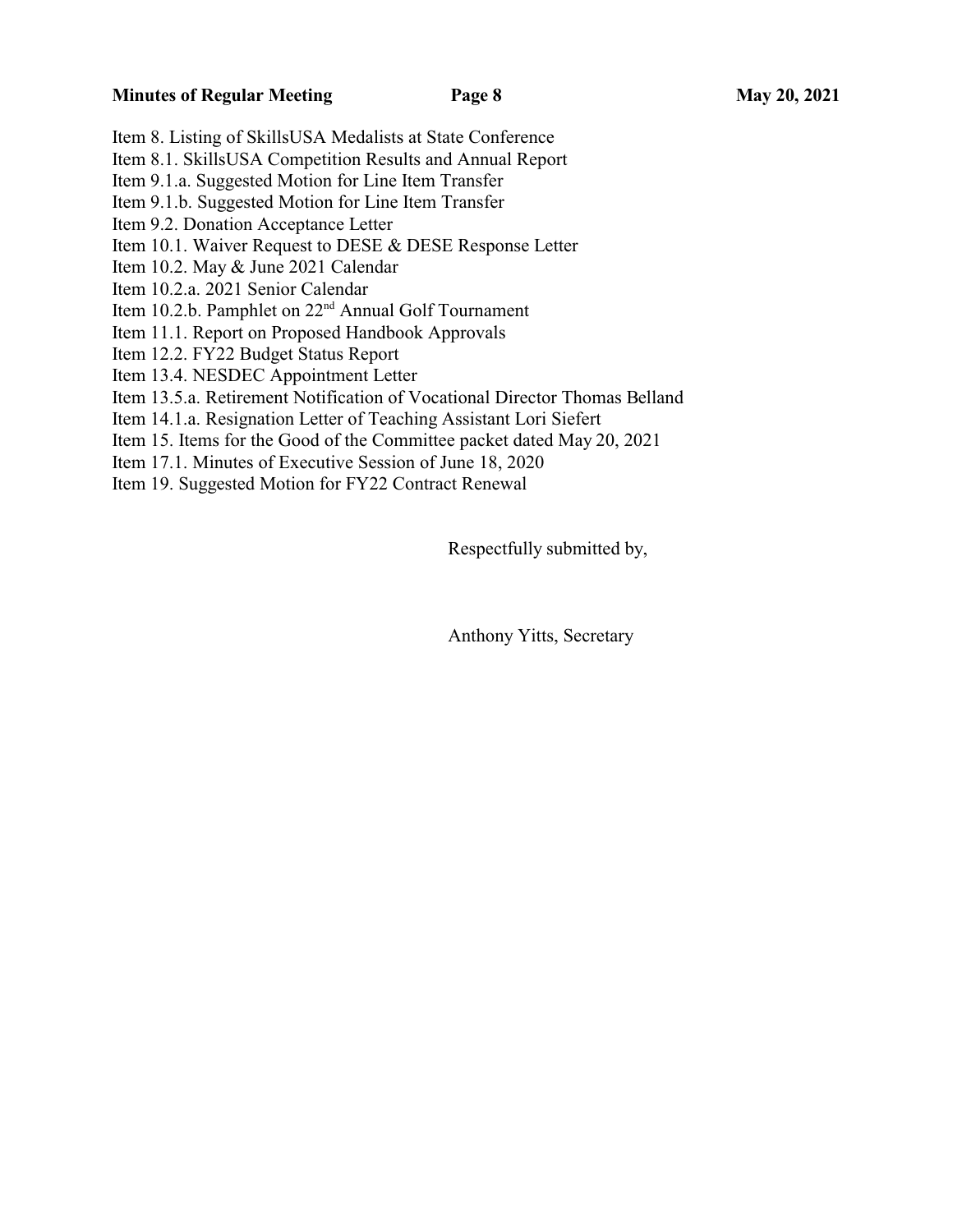Item 8. Listing of SkillsUSA Medalists at State Conference
Item 8.1. SkillsUSA Competition Results and Annual Report
Item 9.1.a. Suggested Motion for Line Item Transfer
Item 9.1.b. Suggested Motion for Line Item Transfer
Item 9.2. Donation Acceptance Letter
Item 10.1. Waiver Request to DESE & DESE Response Letter
Item 10.2. May & June 2021 Calendar
Item 10.2.a. 2021 Senior Calendar
Item 10.2.b. Pamphlet on 22nd Annual Golf Tournament
Item 11.1. Report on Proposed Handbook Approvals
Item 12.2. FY22 Budget Status Report
Item 13.4. NESDEC Appointment Letter
Item 13.5.a. Retirement Notification of Vocational Director Thomas Belland
Item 14.1.a. Resignation Letter of Teaching Assistant Lori Siefert
Item 15. Items for the Good of the Committee packet dated May 20, 2021
Item 17.1. Minutes of Executive Session of June 18, 2020
Item 19. Suggested Motion for FY22 Contract Renewal

Respectfully submitted by,

Anthony Yitts, Secretary